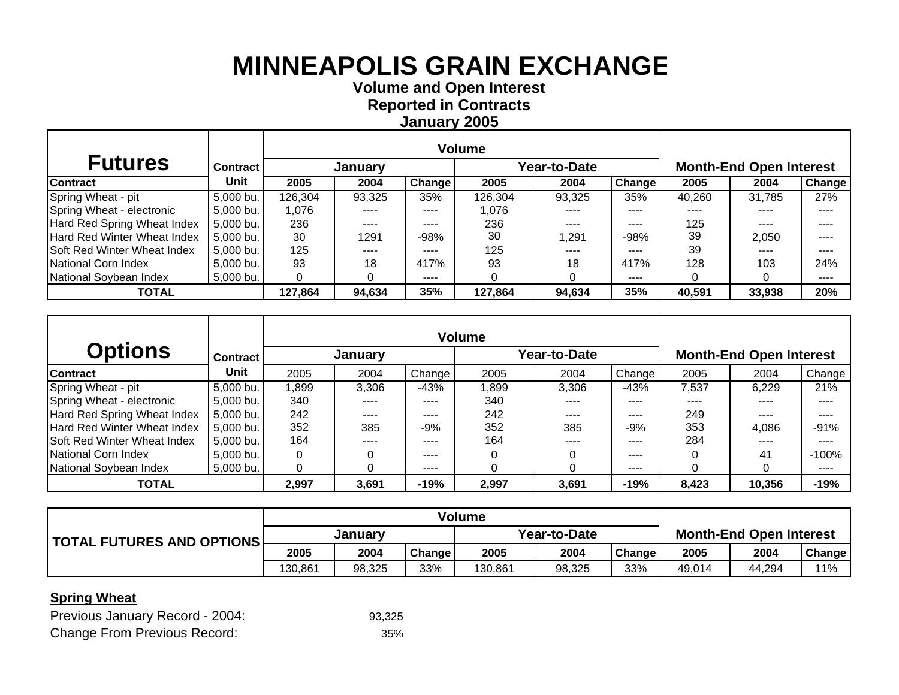# MINNEAPOLIS GRAIN EXCHANGE

**Volume and Open Interest**
**Reported in Contracts**
**January 2005**

| Futures | Contract | Volume | | | | | | Month-End Open Interest | | |
|---|---|---|---|---|---|---|---|---|---|---|
| | | January | | | Year-to-Date | | | | | |
| Contract | Unit | 2005 | 2004 | Change | 2005 | 2004 | Change | 2005 | 2004 | Change |
| Spring Wheat - pit | 5,000 bu. | 126,304 | 93,325 | 35% | 126,304 | 93,325 | 35% | 40,260 | 31,785 | 27% |
| Spring Wheat - electronic | 5,000 bu. | 1,076 | ---- | ---- | 1,076 | ---- | ---- | ---- | ---- | ---- |
| Hard Red Spring Wheat Index | 5,000 bu. | 236 | ---- | ---- | 236 | ---- | ---- | 125 | ---- | ---- |
| Hard Red Winter Wheat Index | 5,000 bu. | 30 | 1291 | -98% | 30 | 1,291 | -98% | 39 | 2,050 | ---- |
| Soft Red Winter Wheat Index | 5,000 bu. | 125 | ---- | ---- | 125 | ---- | ---- | 39 | ---- | ---- |
| National Corn Index | 5,000 bu. | 93 | 18 | 417% | 93 | 18 | 417% | 128 | 103 | 24% |
| National Soybean Index | 5,000 bu. | 0 | 0 | ---- | 0 | 0 | ---- | 0 | 0 | ---- |
| **TOTAL** | | **127,864** | **94,634** | **35%** | **127,864** | **94,634** | **35%** | **40,591** | **33,938** | **20%** |

| Options | Contract | Volume | | | | | | Month-End Open Interest | | |
|---|---|---|---|---|---|---|---|---|---|---|
| | | January | | | Year-to-Date | | | | | |
| Contract | Unit | 2005 | 2004 | Change | 2005 | 2004 | Change | 2005 | 2004 | Change |
| Spring Wheat - pit | 5,000 bu. | 1,899 | 3,306 | -43% | 1,899 | 3,306 | -43% | 7,537 | 6,229 | 21% |
| Spring Wheat - electronic | 5,000 bu. | 340 | ---- | ---- | 340 | ---- | ---- | ---- | ---- | ---- |
| Hard Red Spring Wheat Index | 5,000 bu. | 242 | ---- | ---- | 242 | ---- | ---- | 249 | ---- | ---- |
| Hard Red Winter Wheat Index | 5,000 bu. | 352 | 385 | -9% | 352 | 385 | -9% | 353 | 4,086 | -91% |
| Soft Red Winter Wheat Index | 5,000 bu. | 164 | ---- | ---- | 164 | ---- | ---- | 284 | ---- | ---- |
| National Corn Index | 5,000 bu. | 0 | 0 | ---- | 0 | 0 | ---- | 0 | 41 | -100% |
| National Soybean Index | 5,000 bu. | 0 | 0 | ---- | 0 | 0 | ---- | 0 | 0 | ---- |
| **TOTAL** | | **2,997** | **3,691** | **-19%** | **2,997** | **3,691** | **-19%** | **8,423** | **10,356** | **-19%** |

| TOTAL FUTURES AND OPTIONS | Volume | | | | | | Month-End Open Interest | | |
|---|---|---|---|---|---|---|---|---|---|
| | January | | | Year-to-Date | | | | | |
| | 2005 | 2004 | Change | 2005 | 2004 | Change | 2005 | 2004 | Change |
| | 130,861 | 98,325 | 33% | 130,861 | 98,325 | 33% | 49,014 | 44,294 | 11% |

**Spring Wheat**

Previous January Record - 2004: 93,325

Change From Previous Record: 35%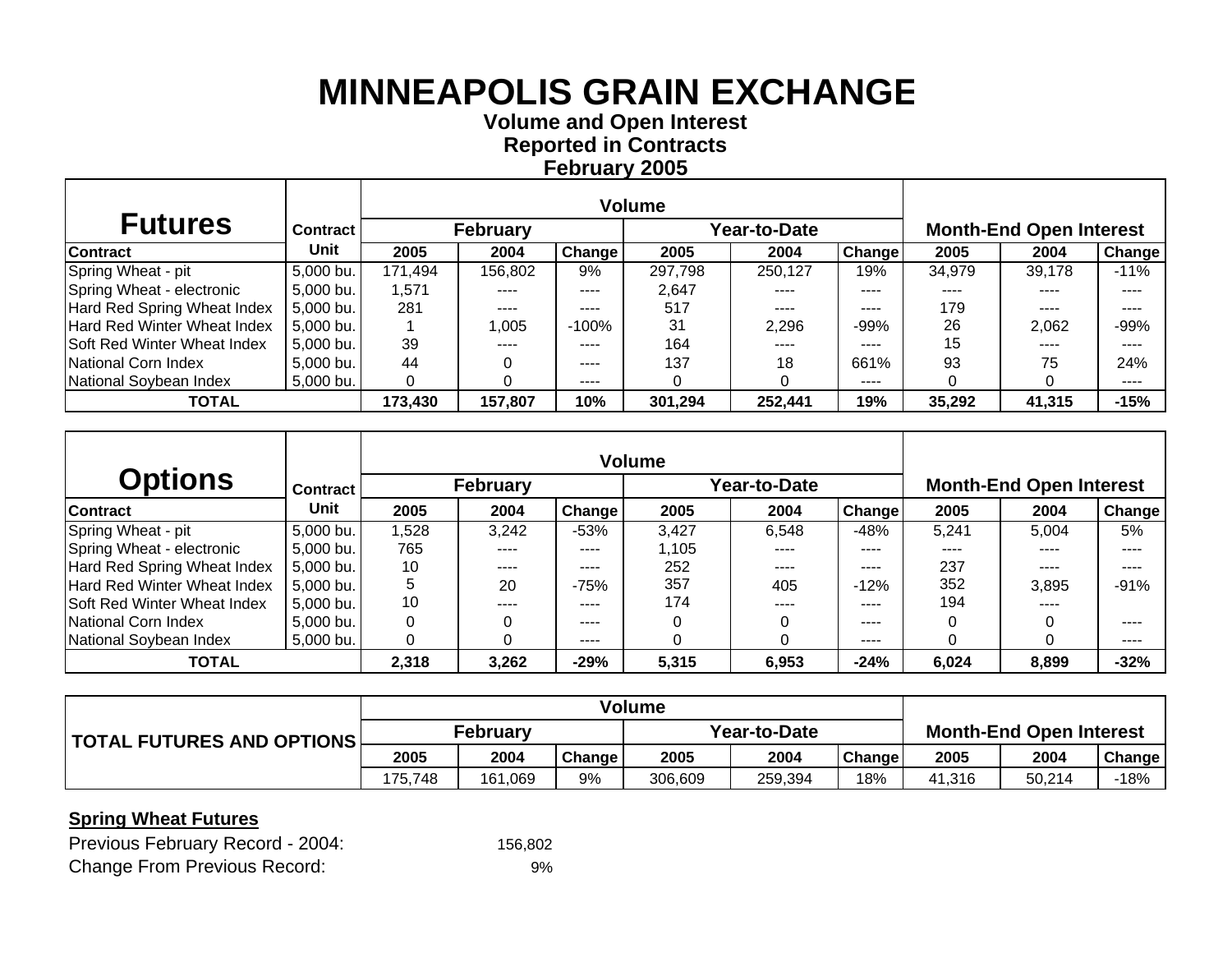# MINNEAPOLIS GRAIN EXCHANGE

**Volume and Open Interest**
**Reported in Contracts**
**February 2005**

| Futures | Contract | Volume | | | | | | Month-End Open Interest | | |
|---|---|---|---|---|---|---|---|---|---|---|
| | | February | | | Year-to-Date | | | | | |
| Contract | Unit | 2005 | 2004 | Change | 2005 | 2004 | Change | 2005 | 2004 | Change |
| Spring Wheat - pit | 5,000 bu. | 171,494 | 156,802 | 9% | 297,798 | 250,127 | 19% | 34,979 | 39,178 | -11% |
| Spring Wheat - electronic | 5,000 bu. | 1,571 | ---- | ---- | 2,647 | ---- | ---- | ---- | ---- | ---- |
| Hard Red Spring Wheat Index | 5,000 bu. | 281 | ---- | ---- | 517 | ---- | ---- | 179 | ---- | ---- |
| Hard Red Winter Wheat Index | 5,000 bu. | 1 | 1,005 | -100% | 31 | 2,296 | -99% | 26 | 2,062 | -99% |
| Soft Red Winter Wheat Index | 5,000 bu. | 39 | ---- | ---- | 164 | ---- | ---- | 15 | ---- | ---- |
| National Corn Index | 5,000 bu. | 44 | 0 | ---- | 137 | 18 | 661% | 93 | 75 | 24% |
| National Soybean Index | 5,000 bu. | 0 | 0 | ---- | 0 | 0 | ---- | 0 | 0 | ---- |
| **TOTAL** | | **173,430** | **157,807** | **10%** | **301,294** | **252,441** | **19%** | **35,292** | **41,315** | **-15%** |

| Options | Contract | Volume | | | | | | Month-End Open Interest | | |
|---|---|---|---|---|---|---|---|---|---|---|
| | | February | | | Year-to-Date | | | | | |
| Contract | Unit | 2005 | 2004 | Change | 2005 | 2004 | Change | 2005 | 2004 | Change |
| Spring Wheat - pit | 5,000 bu. | 1,528 | 3,242 | -53% | 3,427 | 6,548 | -48% | 5,241 | 5,004 | 5% |
| Spring Wheat - electronic | 5,000 bu. | 765 | ---- | ---- | 1,105 | ---- | ---- | ---- | ---- | ---- |
| Hard Red Spring Wheat Index | 5,000 bu. | 10 | ---- | ---- | 252 | ---- | ---- | 237 | ---- | ---- |
| Hard Red Winter Wheat Index | 5,000 bu. | 5 | 20 | -75% | 357 | 405 | -12% | 352 | 3,895 | -91% |
| Soft Red Winter Wheat Index | 5,000 bu. | 10 | ---- | ---- | 174 | ---- | ---- | 194 | ---- | |
| National Corn Index | 5,000 bu. | 0 | 0 | ---- | 0 | 0 | ---- | 0 | 0 | ---- |
| National Soybean Index | 5,000 bu. | 0 | 0 | ---- | 0 | 0 | ---- | 0 | 0 | ---- |
| **TOTAL** | | **2,318** | **3,262** | **-29%** | **5,315** | **6,953** | **-24%** | **6,024** | **8,899** | **-32%** |

| TOTAL FUTURES AND OPTIONS | Volume | | | | | | Month-End Open Interest | | |
|---|---|---|---|---|---|---|---|---|---|
| | February | | | Year-to-Date | | | | | |
| | 2005 | 2004 | Change | 2005 | 2004 | Change | 2005 | 2004 | Change |
| | 175,748 | 161,069 | 9% | 306,609 | 259,394 | 18% | 41,316 | 50,214 | -18% |

**Spring Wheat Futures**

Previous February Record - 2004: 156,802

Change From Previous Record: 9%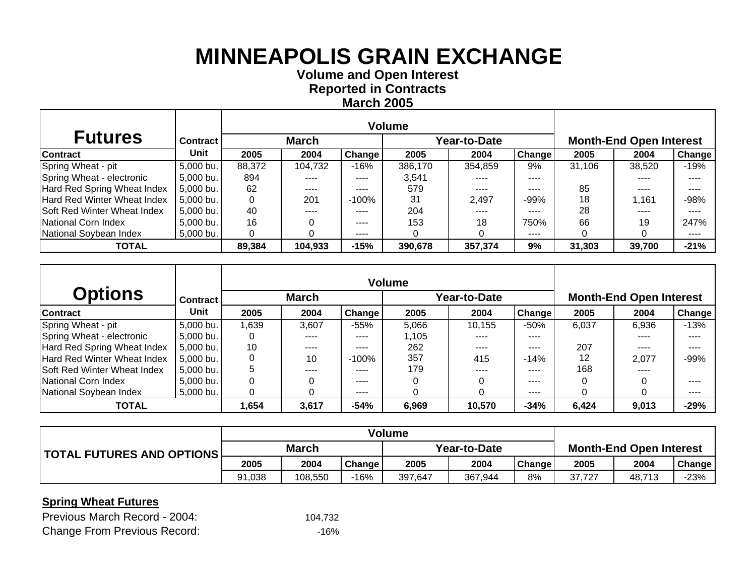# MINNEAPOLIS GRAIN EXCHANGE

**Volume and Open Interest**
**Reported in Contracts**
**March 2005**

| Futures | Contract | Volume | | | | | | Month-End Open Interest | | |
|---|---|---|---|---|---|---|---|---|---|---|
| | | March | | | Year-to-Date | | | | | |
| Contract | Unit | 2005 | 2004 | Change | 2005 | 2004 | Change | 2005 | 2004 | Change |
| Spring Wheat - pit | 5,000 bu. | 88,372 | 104,732 | -16% | 386,170 | 354,859 | 9% | 31,106 | 38,520 | -19% |
| Spring Wheat - electronic | 5,000 bu. | 894 | ---- | ---- | 3,541 | ---- | ---- | | ---- | ---- |
| Hard Red Spring Wheat Index | 5,000 bu. | 62 | ---- | ---- | 579 | ---- | ---- | 85 | ---- | ---- |
| Hard Red Winter Wheat Index | 5,000 bu. | 0 | 201 | -100% | 31 | 2,497 | -99% | 18 | 1,161 | -98% |
| Soft Red Winter Wheat Index | 5,000 bu. | 40 | ---- | ---- | 204 | ---- | ---- | 28 | ---- | ---- |
| National Corn Index | 5,000 bu. | 16 | 0 | ---- | 153 | 18 | 750% | 66 | 19 | 247% |
| National Soybean Index | 5,000 bu. | 0 | 0 | ---- | 0 | 0 | ---- | 0 | 0 | ---- |
| **TOTAL** | | **89,384** | **104,933** | **-15%** | **390,678** | **357,374** | **9%** | **31,303** | **39,700** | **-21%** |

| Options | Contract | Volume | | | | | | Month-End Open Interest | | |
|---|---|---|---|---|---|---|---|---|---|---|
| | | March | | | Year-to-Date | | | | | |
| Contract | Unit | 2005 | 2004 | Change | 2005 | 2004 | Change | 2005 | 2004 | Change |
| Spring Wheat - pit | 5,000 bu. | 1,639 | 3,607 | -55% | 5,066 | 10,155 | -50% | 6,037 | 6,936 | -13% |
| Spring Wheat - electronic | 5,000 bu. | 0 | ---- | ---- | 1,105 | ---- | ---- | | ---- | ---- |
| Hard Red Spring Wheat Index | 5,000 bu. | 10 | ---- | ---- | 262 | ---- | ---- | 207 | ---- | ---- |
| Hard Red Winter Wheat Index | 5,000 bu. | 0 | 10 | -100% | 357 | 415 | -14% | 12 | 2,077 | -99% |
| Soft Red Winter Wheat Index | 5,000 bu. | 5 | ---- | ---- | 179 | ---- | ---- | 168 | ---- | |
| National Corn Index | 5,000 bu. | 0 | 0 | ---- | 0 | 0 | ---- | 0 | 0 | ---- |
| National Soybean Index | 5,000 bu. | 0 | 0 | ---- | 0 | 0 | ---- | 0 | 0 | ---- |
| **TOTAL** | | **1,654** | **3,617** | **-54%** | **6,969** | **10,570** | **-34%** | **6,424** | **9,013** | **-29%** |

| TOTAL FUTURES AND OPTIONS | Volume | | | | | | Month-End Open Interest | | |
|---|---|---|---|---|---|---|---|---|---|
| | March | | | Year-to-Date | | | | | |
| | 2005 | 2004 | Change | 2005 | 2004 | Change | 2005 | 2004 | Change |
| | 91,038 | 108,550 | -16% | 397,647 | 367,944 | 8% | 37,727 | 48,713 | -23% |

**Spring Wheat Futures**

Previous March Record - 2004: 104,732

Change From Previous Record: -16%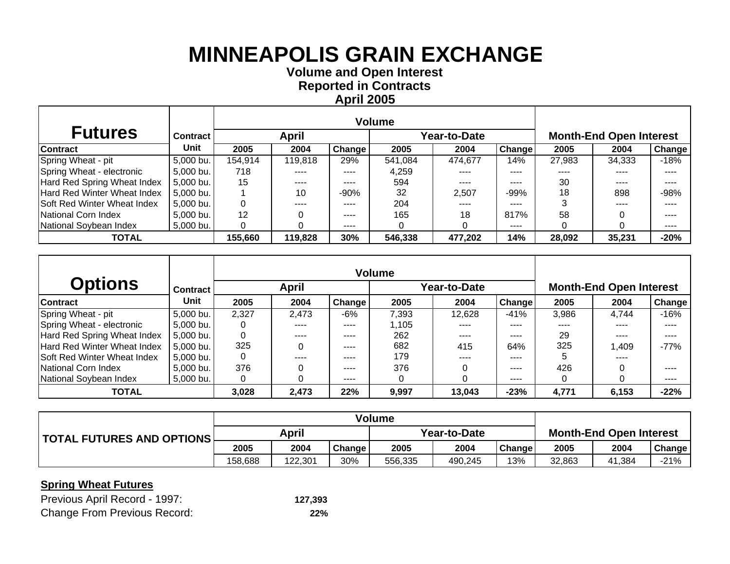# MINNEAPOLIS GRAIN EXCHANGE

**Volume and Open Interest**
**Reported in Contracts**
**April 2005**

| Futures | Contract | Volume | | | | | | Month-End Open Interest | | |
|---|---|---|---|---|---|---|---|---|---|---|
| | | April | | | Year-to-Date | | | | | |
| Contract | Unit | 2005 | 2004 | Change | 2005 | 2004 | Change | 2005 | 2004 | Change |
| Spring Wheat - pit | 5,000 bu. | 154,914 | 119,818 | 29% | 541,084 | 474,677 | 14% | 27,983 | 34,333 | -18% |
| Spring Wheat - electronic | 5,000 bu. | 718 | ---- | ---- | 4,259 | ---- | ---- | ---- | ---- | ---- |
| Hard Red Spring Wheat Index | 5,000 bu. | 15 | ---- | ---- | 594 | ---- | ---- | 30 | ---- | ---- |
| Hard Red Winter Wheat Index | 5,000 bu. | 1 | 10 | -90% | 32 | 2,507 | -99% | 18 | 898 | -98% |
| Soft Red Winter Wheat Index | 5,000 bu. | 0 | ---- | ---- | 204 | ---- | ---- | 3 | ---- | ---- |
| National Corn Index | 5,000 bu. | 12 | 0 | ---- | 165 | 18 | 817% | 58 | 0 | ---- |
| National Soybean Index | 5,000 bu. | 0 | 0 | ---- | 0 | 0 | ---- | 0 | 0 | ---- |
| **TOTAL** | | **155,660** | **119,828** | **30%** | **546,338** | **477,202** | **14%** | **28,092** | **35,231** | **-20%** |

| Options | Contract | Volume | | | | | | Month-End Open Interest | | |
|---|---|---|---|---|---|---|---|---|---|---|
| | | April | | | Year-to-Date | | | | | |
| Contract | Unit | 2005 | 2004 | Change | 2005 | 2004 | Change | 2005 | 2004 | Change |
| Spring Wheat - pit | 5,000 bu. | 2,327 | 2,473 | -6% | 7,393 | 12,628 | -41% | 3,986 | 4,744 | -16% |
| Spring Wheat - electronic | 5,000 bu. | 0 | ---- | ---- | 1,105 | ---- | ---- | ---- | ---- | ---- |
| Hard Red Spring Wheat Index | 5,000 bu. | 0 | ---- | ---- | 262 | ---- | ---- | 29 | ---- | ---- |
| Hard Red Winter Wheat Index | 5,000 bu. | 325 | 0 | ---- | 682 | 415 | 64% | 325 | 1,409 | -77% |
| Soft Red Winter Wheat Index | 5,000 bu. | 0 | ---- | ---- | 179 | ---- | ---- | 5 | ---- | |
| National Corn Index | 5,000 bu. | 376 | 0 | ---- | 376 | 0 | ---- | 426 | 0 | ---- |
| National Soybean Index | 5,000 bu. | 0 | 0 | ---- | 0 | 0 | ---- | 0 | 0 | ---- |
| **TOTAL** | | **3,028** | **2,473** | **22%** | **9,997** | **13,043** | **-23%** | **4,771** | **6,153** | **-22%** |

| TOTAL FUTURES AND OPTIONS | Volume | | | | | | Month-End Open Interest | | |
|---|---|---|---|---|---|---|---|---|---|
| | April | | | Year-to-Date | | | | | |
| | 2005 | 2004 | Change | 2005 | 2004 | Change | 2005 | 2004 | Change |
| | 158,688 | 122,301 | 30% | 556,335 | 490,245 | 13% | 32,863 | 41,384 | -21% |

**Spring Wheat Futures**

Previous April Record - 1997: **127,393**
Change From Previous Record: **22%**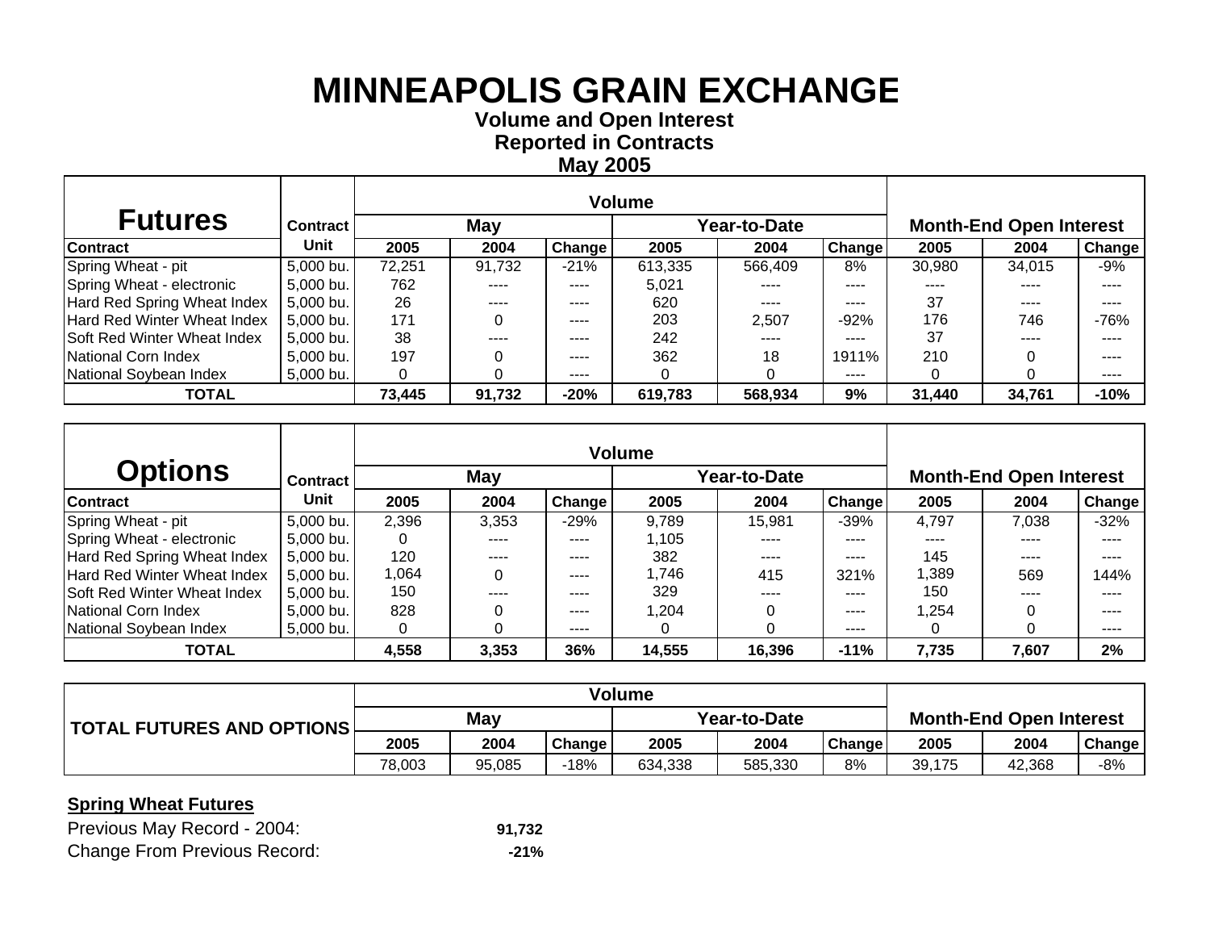# MINNEAPOLIS GRAIN EXCHANGE

**Volume and Open Interest**
**Reported in Contracts**
**May 2005**

| Futures | Contract | Volume | | | | | | Month-End Open Interest | | |
|---|---|---|---|---|---|---|---|---|---|---|
| | | May | | | Year-to-Date | | | | | |
| Contract | Unit | 2005 | 2004 | Change | 2005 | 2004 | Change | 2005 | 2004 | Change |
| Spring Wheat - pit | 5,000 bu. | 72,251 | 91,732 | -21% | 613,335 | 566,409 | 8% | 30,980 | 34,015 | -9% |
| Spring Wheat - electronic | 5,000 bu. | 762 | ---- | ---- | 5,021 | ---- | ---- | ---- | ---- | ---- |
| Hard Red Spring Wheat Index | 5,000 bu. | 26 | ---- | ---- | 620 | ---- | ---- | 37 | ---- | ---- |
| Hard Red Winter Wheat Index | 5,000 bu. | 171 | 0 | ---- | 203 | 2,507 | -92% | 176 | 746 | -76% |
| Soft Red Winter Wheat Index | 5,000 bu. | 38 | ---- | ---- | 242 | ---- | ---- | 37 | ---- | ---- |
| National Corn Index | 5,000 bu. | 197 | 0 | ---- | 362 | 18 | 1911% | 210 | 0 | ---- |
| National Soybean Index | 5,000 bu. | 0 | 0 | ---- | 0 | 0 | ---- | 0 | 0 | ---- |
| **TOTAL** | | **73,445** | **91,732** | **-20%** | **619,783** | **568,934** | **9%** | **31,440** | **34,761** | **-10%** |

| Options | Contract | Volume | | | | | | Month-End Open Interest | | |
|---|---|---|---|---|---|---|---|---|---|---|
| | | May | | | Year-to-Date | | | | | |
| Contract | Unit | 2005 | 2004 | Change | 2005 | 2004 | Change | 2005 | 2004 | Change |
| Spring Wheat - pit | 5,000 bu. | 2,396 | 3,353 | -29% | 9,789 | 15,981 | -39% | 4,797 | 7,038 | -32% |
| Spring Wheat - electronic | 5,000 bu. | 0 | ---- | ---- | 1,105 | ---- | ---- | ---- | ---- | ---- |
| Hard Red Spring Wheat Index | 5,000 bu. | 120 | ---- | ---- | 382 | ---- | ---- | 145 | ---- | ---- |
| Hard Red Winter Wheat Index | 5,000 bu. | 1,064 | 0 | ---- | 1,746 | 415 | 321% | 1,389 | 569 | 144% |
| Soft Red Winter Wheat Index | 5,000 bu. | 150 | ---- | ---- | 329 | ---- | ---- | 150 | ---- | ---- |
| National Corn Index | 5,000 bu. | 828 | 0 | ---- | 1,204 | 0 | ---- | 1,254 | 0 | ---- |
| National Soybean Index | 5,000 bu. | 0 | 0 | ---- | 0 | 0 | ---- | 0 | 0 | ---- |
| **TOTAL** | | **4,558** | **3,353** | **36%** | **14,555** | **16,396** | **-11%** | **7,735** | **7,607** | **2%** |

| TOTAL FUTURES AND OPTIONS | Volume | | | | | | Month-End Open Interest | | |
|---|---|---|---|---|---|---|---|---|---|
| | May | | | Year-to-Date | | | | | |
| | 2005 | 2004 | Change | 2005 | 2004 | Change | 2005 | 2004 | Change |
| | 78,003 | 95,085 | -18% | 634,338 | 585,330 | 8% | 39,175 | 42,368 | -8% |

**Spring Wheat Futures**

Previous May Record - 2004: **91,732**

Change From Previous Record: **-21%**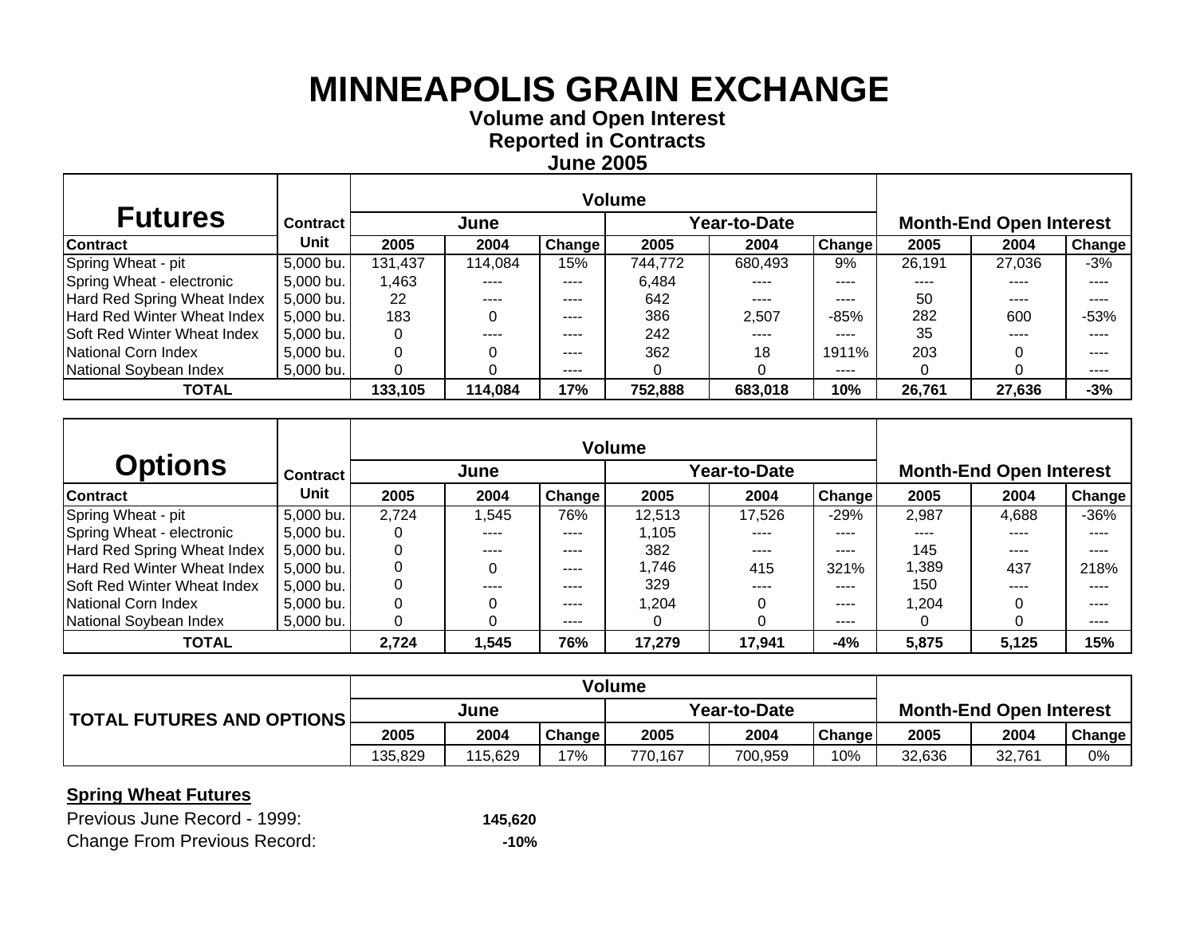# MINNEAPOLIS GRAIN EXCHANGE

**Volume and Open Interest**
**Reported in Contracts**
**June 2005**

| Futures | Contract | Volume | | | | | | Month-End Open Interest | | |
|---|---|---|---|---|---|---|---|---|---|---|
| | | June | | | Year-to-Date | | | | | |
| Contract | Unit | 2005 | 2004 | Change | 2005 | 2004 | Change | 2005 | 2004 | Change |
| Spring Wheat - pit | 5,000 bu. | 131,437 | 114,084 | 15% | 744,772 | 680,493 | 9% | 26,191 | 27,036 | -3% |
| Spring Wheat - electronic | 5,000 bu. | 1,463 | ---- | ---- | 6,484 | ---- | ---- | ---- | ---- | ---- |
| Hard Red Spring Wheat Index | 5,000 bu. | 22 | ---- | ---- | 642 | ---- | ---- | 50 | ---- | ---- |
| Hard Red Winter Wheat Index | 5,000 bu. | 183 | 0 | ---- | 386 | 2,507 | -85% | 282 | 600 | -53% |
| Soft Red Winter Wheat Index | 5,000 bu. | 0 | ---- | ---- | 242 | ---- | ---- | 35 | ---- | ---- |
| National Corn Index | 5,000 bu. | 0 | 0 | ---- | 362 | 18 | 1911% | 203 | 0 | ---- |
| National Soybean Index | 5,000 bu. | 0 | 0 | ---- | 0 | 0 | ---- | 0 | 0 | ---- |
| **TOTAL** | | **133,105** | **114,084** | **17%** | **752,888** | **683,018** | **10%** | **26,761** | **27,636** | **-3%** |

| Options | Contract | Volume | | | | | | Month-End Open Interest | | |
|---|---|---|---|---|---|---|---|---|---|---|
| | | June | | | Year-to-Date | | | | | |
| Contract | Unit | 2005 | 2004 | Change | 2005 | 2004 | Change | 2005 | 2004 | Change |
| Spring Wheat - pit | 5,000 bu. | 2,724 | 1,545 | 76% | 12,513 | 17,526 | -29% | 2,987 | 4,688 | -36% |
| Spring Wheat - electronic | 5,000 bu. | 0 | ---- | ---- | 1,105 | ---- | ---- | ---- | ---- | ---- |
| Hard Red Spring Wheat Index | 5,000 bu. | 0 | ---- | ---- | 382 | ---- | ---- | 145 | ---- | ---- |
| Hard Red Winter Wheat Index | 5,000 bu. | 0 | 0 | ---- | 1,746 | 415 | 321% | 1,389 | 437 | 218% |
| Soft Red Winter Wheat Index | 5,000 bu. | 0 | ---- | ---- | 329 | ---- | ---- | 150 | ---- | ---- |
| National Corn Index | 5,000 bu. | 0 | 0 | ---- | 1,204 | 0 | ---- | 1,204 | 0 | ---- |
| National Soybean Index | 5,000 bu. | 0 | 0 | ---- | 0 | 0 | ---- | 0 | 0 | ---- |
| **TOTAL** | | **2,724** | **1,545** | **76%** | **17,279** | **17,941** | **-4%** | **5,875** | **5,125** | **15%** |

| TOTAL FUTURES AND OPTIONS | Volume | | | | | | Month-End Open Interest | | |
|---|---|---|---|---|---|---|---|---|---|
| | June | | | Year-to-Date | | | | | |
| | 2005 | 2004 | Change | 2005 | 2004 | Change | 2005 | 2004 | Change |
| | 135,829 | 115,629 | 17% | 770,167 | 700,959 | 10% | 32,636 | 32,761 | 0% |

**Spring Wheat Futures**

Previous June Record - 1999: **145,620**

Change From Previous Record: **-10%**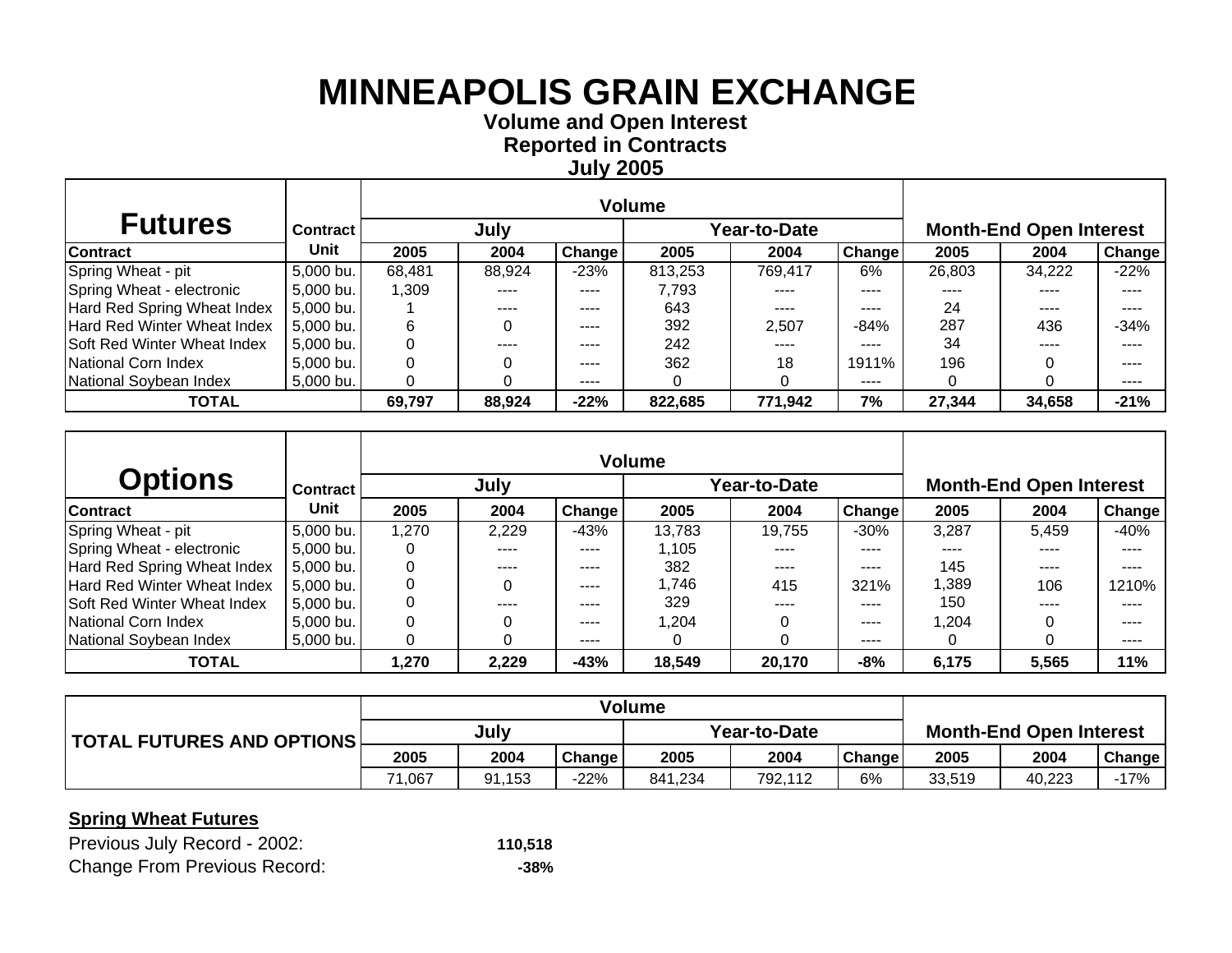# MINNEAPOLIS GRAIN EXCHANGE

**Volume and Open Interest**
**Reported in Contracts**
**July 2005**

| Futures | Contract | Volume | | | | | | Month-End Open Interest | | |
|---|---|---|---|---|---|---|---|---|---|---|
| | | July | | | Year-to-Date | | | | | |
| Contract | Unit | 2005 | 2004 | Change | 2005 | 2004 | Change | 2005 | 2004 | Change |
| Spring Wheat - pit | 5,000 bu. | 68,481 | 88,924 | -23% | 813,253 | 769,417 | 6% | 26,803 | 34,222 | -22% |
| Spring Wheat - electronic | 5,000 bu. | 1,309 | ---- | ---- | 7,793 | ---- | ---- | ---- | ---- | ---- |
| Hard Red Spring Wheat Index | 5,000 bu. | 1 | ---- | ---- | 643 | ---- | ---- | 24 | ---- | ---- |
| Hard Red Winter Wheat Index | 5,000 bu. | 6 | 0 | ---- | 392 | 2,507 | -84% | 287 | 436 | -34% |
| Soft Red Winter Wheat Index | 5,000 bu. | 0 | ---- | ---- | 242 | ---- | ---- | 34 | ---- | ---- |
| National Corn Index | 5,000 bu. | 0 | 0 | ---- | 362 | 18 | 1911% | 196 | 0 | ---- |
| National Soybean Index | 5,000 bu. | 0 | 0 | ---- | 0 | 0 | ---- | 0 | 0 | ---- |
| **TOTAL** | | **69,797** | **88,924** | **-22%** | **822,685** | **771,942** | **7%** | **27,344** | **34,658** | **-21%** |

| Options | Contract | Volume | | | | | | Month-End Open Interest | | |
|---|---|---|---|---|---|---|---|---|---|---|
| | | July | | | Year-to-Date | | | | | |
| Contract | Unit | 2005 | 2004 | Change | 2005 | 2004 | Change | 2005 | 2004 | Change |
| Spring Wheat - pit | 5,000 bu. | 1,270 | 2,229 | -43% | 13,783 | 19,755 | -30% | 3,287 | 5,459 | -40% |
| Spring Wheat - electronic | 5,000 bu. | 0 | ---- | ---- | 1,105 | ---- | ---- | ---- | ---- | ---- |
| Hard Red Spring Wheat Index | 5,000 bu. | 0 | ---- | ---- | 382 | ---- | ---- | 145 | ---- | ---- |
| Hard Red Winter Wheat Index | 5,000 bu. | 0 | 0 | ---- | 1,746 | 415 | 321% | 1,389 | 106 | 1210% |
| Soft Red Winter Wheat Index | 5,000 bu. | 0 | ---- | ---- | 329 | ---- | ---- | 150 | ---- | ---- |
| National Corn Index | 5,000 bu. | 0 | 0 | ---- | 1,204 | 0 | ---- | 1,204 | 0 | ---- |
| National Soybean Index | 5,000 bu. | 0 | 0 | ---- | 0 | 0 | ---- | 0 | 0 | ---- |
| **TOTAL** | | **1,270** | **2,229** | **-43%** | **18,549** | **20,170** | **-8%** | **6,175** | **5,565** | **11%** |

| TOTAL FUTURES AND OPTIONS | Volume | | | | | | Month-End Open Interest | | |
|---|---|---|---|---|---|---|---|---|---|
| | July | | | Year-to-Date | | | | | |
| | 2005 | 2004 | Change | 2005 | 2004 | Change | 2005 | 2004 | Change |
| | 71,067 | 91,153 | -22% | 841,234 | 792,112 | 6% | 33,519 | 40,223 | -17% |

**Spring Wheat Futures**

Previous July Record - 2002: **110,518**

Change From Previous Record: **-38%**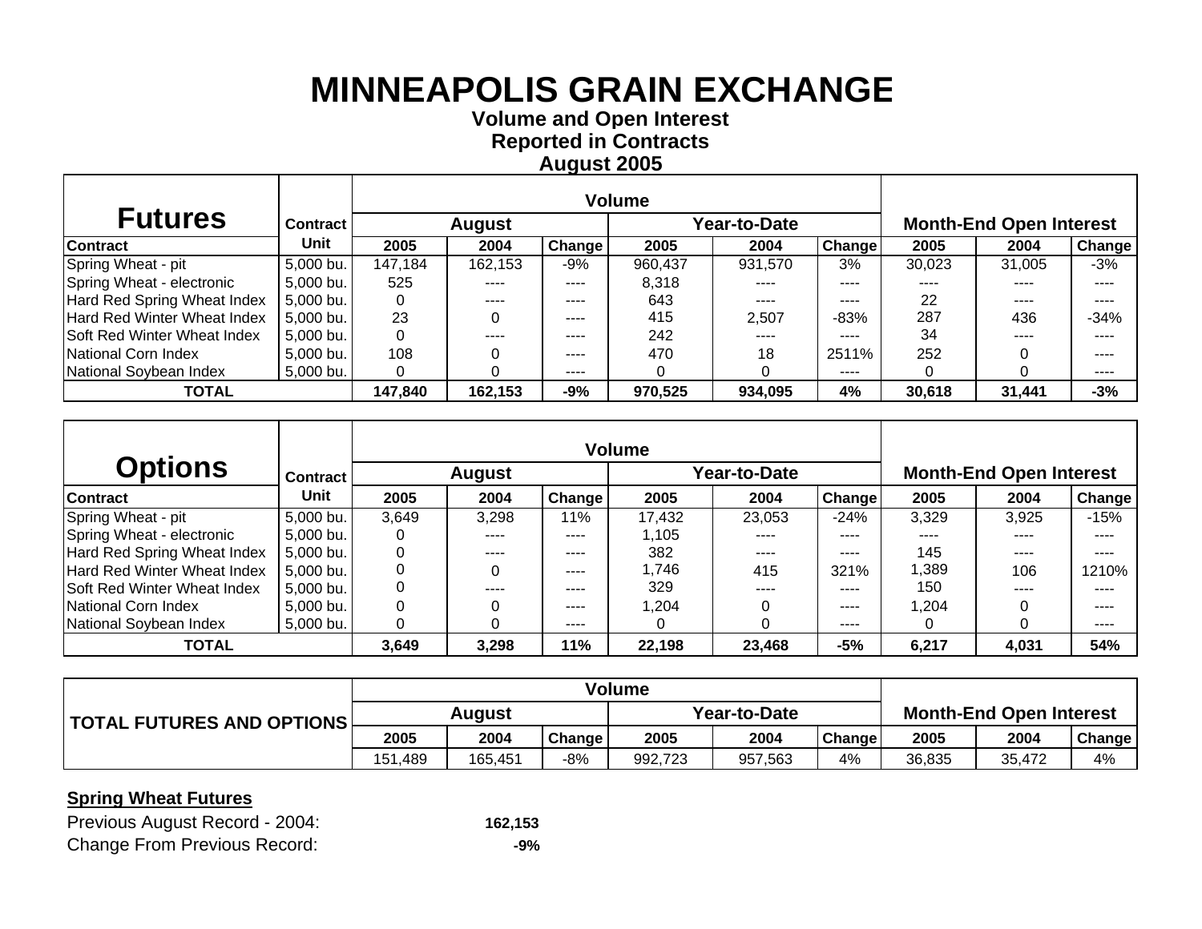# MINNEAPOLIS GRAIN EXCHANGE

**Volume and Open Interest**
**Reported in Contracts**
**August 2005**

| Futures | Contract | Volume | | | | | | Month-End Open Interest | | |
|---|---|---|---|---|---|---|---|---|---|---|
| | | August | | | Year-to-Date | | | | | |
| Contract | Unit | 2005 | 2004 | Change | 2005 | 2004 | Change | 2005 | 2004 | Change |
| Spring Wheat - pit | 5,000 bu. | 147,184 | 162,153 | -9% | 960,437 | 931,570 | 3% | 30,023 | 31,005 | -3% |
| Spring Wheat - electronic | 5,000 bu. | 525 | ---- | ---- | 8,318 | ---- | ---- | ---- | ---- | ---- |
| Hard Red Spring Wheat Index | 5,000 bu. | 0 | ---- | ---- | 643 | ---- | ---- | 22 | ---- | ---- |
| Hard Red Winter Wheat Index | 5,000 bu. | 23 | 0 | ---- | 415 | 2,507 | -83% | 287 | 436 | -34% |
| Soft Red Winter Wheat Index | 5,000 bu. | 0 | ---- | ---- | 242 | ---- | ---- | 34 | ---- | ---- |
| National Corn Index | 5,000 bu. | 108 | 0 | ---- | 470 | 18 | 2511% | 252 | 0 | ---- |
| National Soybean Index | 5,000 bu. | 0 | 0 | ---- | 0 | 0 | ---- | 0 | 0 | ---- |
| **TOTAL** | | **147,840** | **162,153** | **-9%** | **970,525** | **934,095** | **4%** | **30,618** | **31,441** | **-3%** |

| Options | Contract | Volume | | | | | | Month-End Open Interest | | |
|---|---|---|---|---|---|---|---|---|---|---|
| | | August | | | Year-to-Date | | | | | |
| Contract | Unit | 2005 | 2004 | Change | 2005 | 2004 | Change | 2005 | 2004 | Change |
| Spring Wheat - pit | 5,000 bu. | 3,649 | 3,298 | 11% | 17,432 | 23,053 | -24% | 3,329 | 3,925 | -15% |
| Spring Wheat - electronic | 5,000 bu. | 0 | ---- | ---- | 1,105 | ---- | ---- | ---- | ---- | ---- |
| Hard Red Spring Wheat Index | 5,000 bu. | 0 | ---- | ---- | 382 | ---- | ---- | 145 | ---- | ---- |
| Hard Red Winter Wheat Index | 5,000 bu. | 0 | 0 | ---- | 1,746 | 415 | 321% | 1,389 | 106 | 1210% |
| Soft Red Winter Wheat Index | 5,000 bu. | 0 | ---- | ---- | 329 | ---- | ---- | 150 | ---- | ---- |
| National Corn Index | 5,000 bu. | 0 | 0 | ---- | 1,204 | 0 | ---- | 1,204 | 0 | ---- |
| National Soybean Index | 5,000 bu. | 0 | 0 | ---- | 0 | 0 | ---- | 0 | 0 | ---- |
| **TOTAL** | | **3,649** | **3,298** | **11%** | **22,198** | **23,468** | **-5%** | **6,217** | **4,031** | **54%** |

| TOTAL FUTURES AND OPTIONS | Volume | | | | | | Month-End Open Interest | | |
|---|---|---|---|---|---|---|---|---|---|
| | August | | | Year-to-Date | | | | | |
| | 2005 | 2004 | Change | 2005 | 2004 | Change | 2005 | 2004 | Change |
| | 151,489 | 165,451 | -8% | 992,723 | 957,563 | 4% | 36,835 | 35,472 | 4% |

**Spring Wheat Futures**

Previous August Record - 2004: **162,153**

Change From Previous Record: **-9%**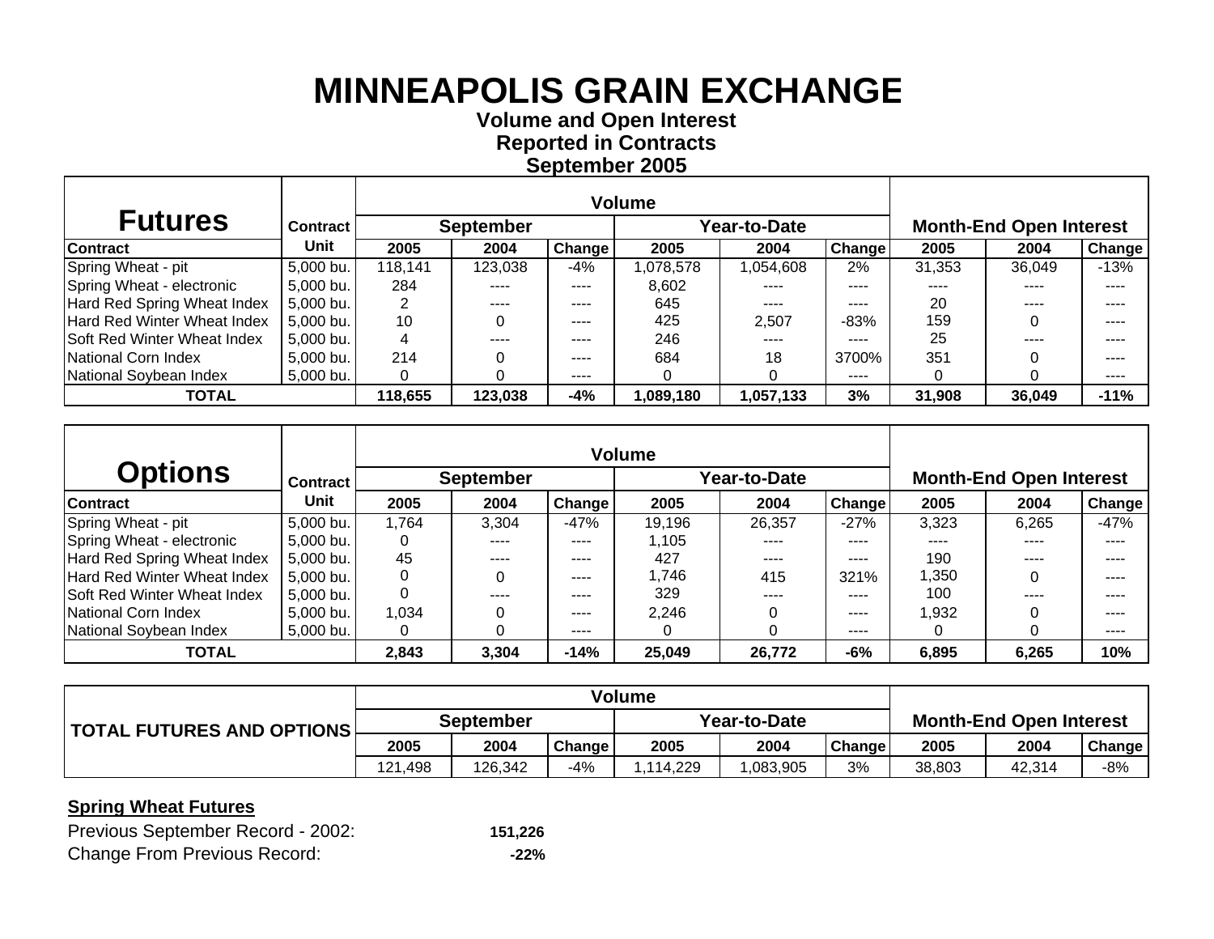# MINNEAPOLIS GRAIN EXCHANGE

**Volume and Open Interest**
**Reported in Contracts**
**September 2005**

| Futures | Contract | Volume | | | | | | Month-End Open Interest | | |
|---|---|---|---|---|---|---|---|---|---|---|
| | | September | | | Year-to-Date | | | | | |
| Contract | Unit | 2005 | 2004 | Change | 2005 | 2004 | Change | 2005 | 2004 | Change |
| Spring Wheat - pit | 5,000 bu. | 118,141 | 123,038 | -4% | 1,078,578 | 1,054,608 | 2% | 31,353 | 36,049 | -13% |
| Spring Wheat - electronic | 5,000 bu. | 284 | ---- | ---- | 8,602 | ---- | ---- | ---- | ---- | ---- |
| Hard Red Spring Wheat Index | 5,000 bu. | 2 | ---- | ---- | 645 | ---- | ---- | 20 | ---- | ---- |
| Hard Red Winter Wheat Index | 5,000 bu. | 10 | 0 | ---- | 425 | 2,507 | -83% | 159 | 0 | ---- |
| Soft Red Winter Wheat Index | 5,000 bu. | 4 | ---- | ---- | 246 | ---- | ---- | 25 | ---- | ---- |
| National Corn Index | 5,000 bu. | 214 | 0 | ---- | 684 | 18 | 3700% | 351 | 0 | ---- |
| National Soybean Index | 5,000 bu. | 0 | 0 | ---- | 0 | 0 | ---- | 0 | 0 | ---- |
| **TOTAL** | | **118,655** | **123,038** | **-4%** | **1,089,180** | **1,057,133** | **3%** | **31,908** | **36,049** | **-11%** |

| Options | Contract | Volume | | | | | | Month-End Open Interest | | |
|---|---|---|---|---|---|---|---|---|---|---|
| | | September | | | Year-to-Date | | | | | |
| Contract | Unit | 2005 | 2004 | Change | 2005 | 2004 | Change | 2005 | 2004 | Change |
| Spring Wheat - pit | 5,000 bu. | 1,764 | 3,304 | -47% | 19,196 | 26,357 | -27% | 3,323 | 6,265 | -47% |
| Spring Wheat - electronic | 5,000 bu. | 0 | ---- | ---- | 1,105 | ---- | ---- | ---- | ---- | ---- |
| Hard Red Spring Wheat Index | 5,000 bu. | 45 | ---- | ---- | 427 | ---- | ---- | 190 | ---- | ---- |
| Hard Red Winter Wheat Index | 5,000 bu. | 0 | 0 | ---- | 1,746 | 415 | 321% | 1,350 | 0 | ---- |
| Soft Red Winter Wheat Index | 5,000 bu. | 0 | ---- | ---- | 329 | ---- | ---- | 100 | ---- | ---- |
| National Corn Index | 5,000 bu. | 1,034 | 0 | ---- | 2,246 | 0 | ---- | 1,932 | 0 | ---- |
| National Soybean Index | 5,000 bu. | 0 | 0 | ---- | 0 | 0 | ---- | 0 | 0 | ---- |
| **TOTAL** | | **2,843** | **3,304** | **-14%** | **25,049** | **26,772** | **-6%** | **6,895** | **6,265** | **10%** |

| TOTAL FUTURES AND OPTIONS | Volume | | | | | | Month-End Open Interest | | |
|---|---|---|---|---|---|---|---|---|---|
| | September | | | Year-to-Date | | | | | |
| | 2005 | 2004 | Change | 2005 | 2004 | Change | 2005 | 2004 | Change |
| | 121,498 | 126,342 | -4% | 1,114,229 | 1,083,905 | 3% | 38,803 | 42,314 | -8% |

**Spring Wheat Futures**

Previous September Record - 2002: **151,226**

Change From Previous Record: **-22%**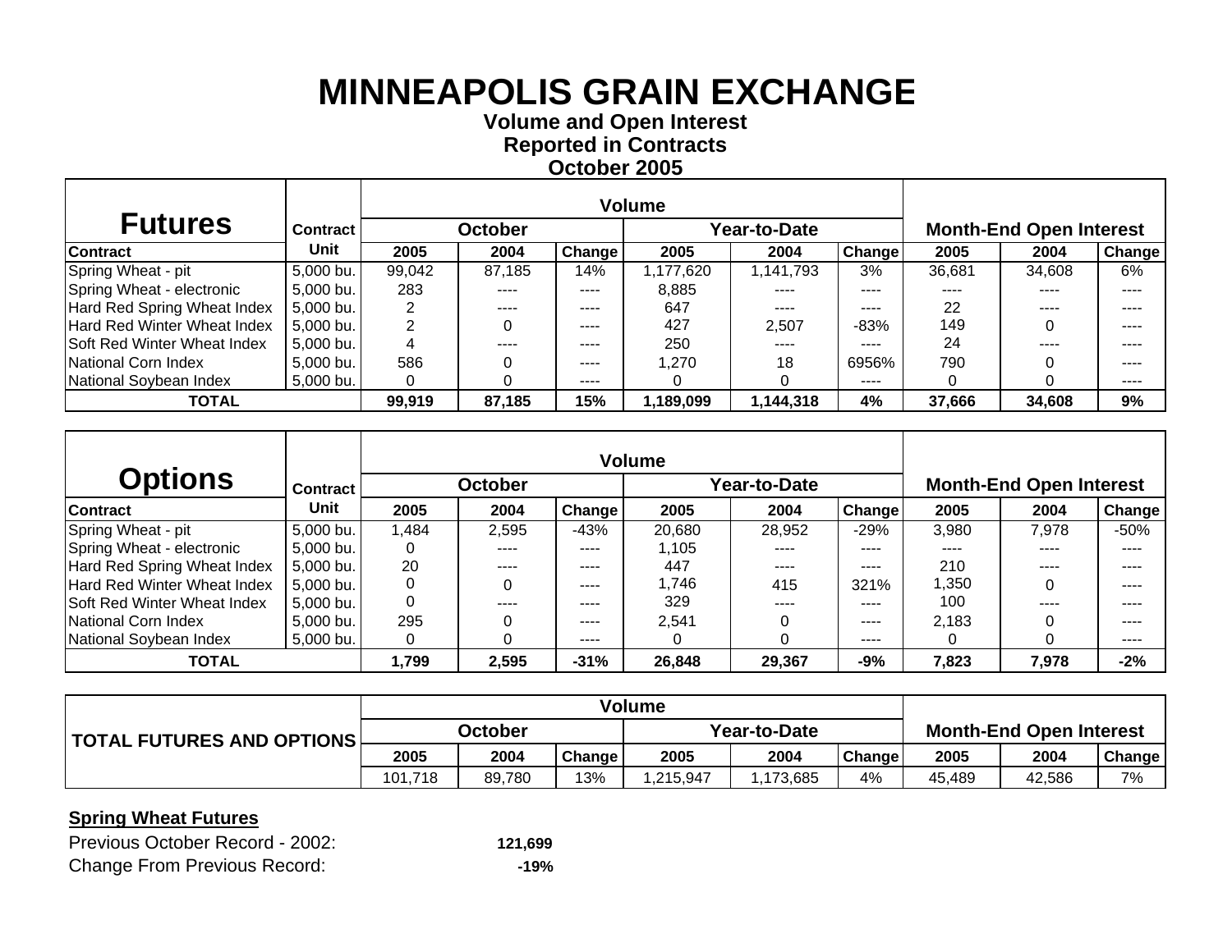# MINNEAPOLIS GRAIN EXCHANGE

**Volume and Open Interest**
**Reported in Contracts**
**October 2005**

| Futures | Contract | Volume | | | | | | Month-End Open Interest | | |
|---|---|---|---|---|---|---|---|---|---|---|
| | | October | | | Year-to-Date | | | | | |
| Contract | Unit | 2005 | 2004 | Change | 2005 | 2004 | Change | 2005 | 2004 | Change |
| Spring Wheat - pit | 5,000 bu. | 99,042 | 87,185 | 14% | 1,177,620 | 1,141,793 | 3% | 36,681 | 34,608 | 6% |
| Spring Wheat - electronic | 5,000 bu. | 283 | ---- | ---- | 8,885 | ---- | ---- | ---- | ---- | ---- |
| Hard Red Spring Wheat Index | 5,000 bu. | 2 | ---- | ---- | 647 | ---- | ---- | 22 | ---- | ---- |
| Hard Red Winter Wheat Index | 5,000 bu. | 2 | 0 | ---- | 427 | 2,507 | -83% | 149 | 0 | ---- |
| Soft Red Winter Wheat Index | 5,000 bu. | 4 | ---- | ---- | 250 | ---- | ---- | 24 | ---- | ---- |
| National Corn Index | 5,000 bu. | 586 | 0 | ---- | 1,270 | 18 | 6956% | 790 | 0 | ---- |
| National Soybean Index | 5,000 bu. | 0 | 0 | ---- | 0 | 0 | ---- | 0 | 0 | ---- |
| **TOTAL** | | **99,919** | **87,185** | **15%** | **1,189,099** | **1,144,318** | **4%** | **37,666** | **34,608** | **9%** |

| Options | Contract | Volume | | | | | | Month-End Open Interest | | |
|---|---|---|---|---|---|---|---|---|---|---|
| | | October | | | Year-to-Date | | | | | |
| Contract | Unit | 2005 | 2004 | Change | 2005 | 2004 | Change | 2005 | 2004 | Change |
| Spring Wheat - pit | 5,000 bu. | 1,484 | 2,595 | -43% | 20,680 | 28,952 | -29% | 3,980 | 7,978 | -50% |
| Spring Wheat - electronic | 5,000 bu. | 0 | ---- | ---- | 1,105 | ---- | ---- | ---- | ---- | ---- |
| Hard Red Spring Wheat Index | 5,000 bu. | 20 | ---- | ---- | 447 | ---- | ---- | 210 | ---- | ---- |
| Hard Red Winter Wheat Index | 5,000 bu. | 0 | 0 | ---- | 1,746 | 415 | 321% | 1,350 | 0 | ---- |
| Soft Red Winter Wheat Index | 5,000 bu. | 0 | ---- | ---- | 329 | ---- | ---- | 100 | ---- | ---- |
| National Corn Index | 5,000 bu. | 295 | 0 | ---- | 2,541 | 0 | ---- | 2,183 | 0 | ---- |
| National Soybean Index | 5,000 bu. | 0 | 0 | ---- | 0 | 0 | ---- | 0 | 0 | ---- |
| **TOTAL** | | **1,799** | **2,595** | **-31%** | **26,848** | **29,367** | **-9%** | **7,823** | **7,978** | **-2%** |

| TOTAL FUTURES AND OPTIONS | Volume | | | | | | Month-End Open Interest | | |
|---|---|---|---|---|---|---|---|---|---|
| | October | | | Year-to-Date | | | | | |
| | 2005 | 2004 | Change | 2005 | 2004 | Change | 2005 | 2004 | Change |
| | 101,718 | 89,780 | 13% | 1,215,947 | 1,173,685 | 4% | 45,489 | 42,586 | 7% |

**Spring Wheat Futures**

Previous October Record - 2002: **121,699**

Change From Previous Record: **-19%**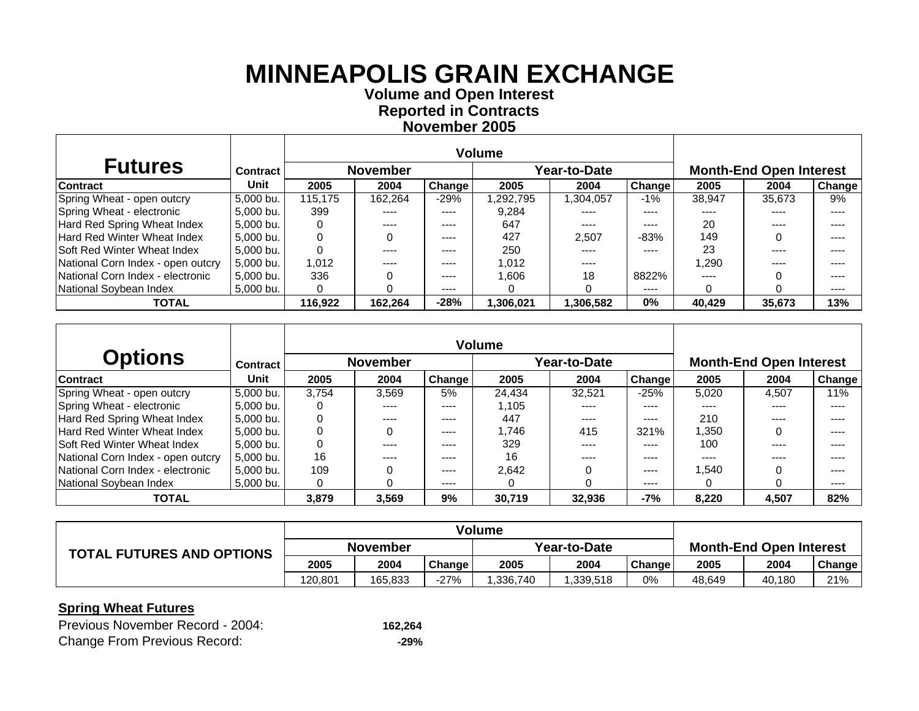# MINNEAPOLIS GRAIN EXCHANGE

**Volume and Open Interest**
**Reported in Contracts**
**November 2005**

| Futures | Contract | Volume | | | | | | Month-End Open Interest | | |
|---|---|---|---|---|---|---|---|---|---|---|
| | | November | | | Year-to-Date | | | | | |
| Contract | Unit | 2005 | 2004 | Change | 2005 | 2004 | Change | 2005 | 2004 | Change |
| Spring Wheat - open outcry | 5,000 bu. | 115,175 | 162,264 | -29% | 1,292,795 | 1,304,057 | -1% | 38,947 | 35,673 | 9% |
| Spring Wheat - electronic | 5,000 bu. | 399 | ---- | ---- | 9,284 | ---- | ---- | ---- | ---- | ---- |
| Hard Red Spring Wheat Index | 5,000 bu. | 0 | ---- | ---- | 647 | ---- | ---- | 20 | ---- | ---- |
| Hard Red Winter Wheat Index | 5,000 bu. | 0 | 0 | ---- | 427 | 2,507 | -83% | 149 | 0 | ---- |
| Soft Red Winter Wheat Index | 5,000 bu. | 0 | ---- | ---- | 250 | ---- | ---- | 23 | ---- | ---- |
| National Corn Index - open outcry | 5,000 bu. | 1,012 | ---- | ---- | 1,012 | ---- | | 1,290 | ---- | ---- |
| National Corn Index - electronic | 5,000 bu. | 336 | 0 | ---- | 1,606 | 18 | 8822% | ---- | 0 | ---- |
| National Soybean Index | 5,000 bu. | 0 | 0 | ---- | 0 | 0 | ---- | 0 | 0 | ---- |
| **TOTAL** | | **116,922** | **162,264** | **-28%** | **1,306,021** | **1,306,582** | **0%** | **40,429** | **35,673** | **13%** |

| Options | Contract | Volume | | | | | | Month-End Open Interest | | |
|---|---|---|---|---|---|---|---|---|---|---|
| | | November | | | Year-to-Date | | | | | |
| Contract | Unit | 2005 | 2004 | Change | 2005 | 2004 | Change | 2005 | 2004 | Change |
| Spring Wheat - open outcry | 5,000 bu. | 3,754 | 3,569 | 5% | 24,434 | 32,521 | -25% | 5,020 | 4,507 | 11% |
| Spring Wheat - electronic | 5,000 bu. | 0 | ---- | ---- | 1,105 | ---- | ---- | ---- | ---- | ---- |
| Hard Red Spring Wheat Index | 5,000 bu. | 0 | ---- | ---- | 447 | ---- | ---- | 210 | ---- | ---- |
| Hard Red Winter Wheat Index | 5,000 bu. | 0 | 0 | ---- | 1,746 | 415 | 321% | 1,350 | 0 | ---- |
| Soft Red Winter Wheat Index | 5,000 bu. | 0 | ---- | ---- | 329 | ---- | ---- | 100 | ---- | ---- |
| National Corn Index - open outcry | 5,000 bu. | 16 | ---- | ---- | 16 | ---- | ---- | ---- | ---- | ---- |
| National Corn Index - electronic | 5,000 bu. | 109 | 0 | ---- | 2,642 | 0 | ---- | 1,540 | 0 | ---- |
| National Soybean Index | 5,000 bu. | 0 | 0 | ---- | 0 | 0 | ---- | 0 | 0 | ---- |
| **TOTAL** | | **3,879** | **3,569** | **9%** | **30,719** | **32,936** | **-7%** | **8,220** | **4,507** | **82%** |

| TOTAL FUTURES AND OPTIONS | Volume | | | | | | Month-End Open Interest | | |
|---|---|---|---|---|---|---|---|---|---|
| | November | | | Year-to-Date | | | | | |
| | 2005 | 2004 | Change | 2005 | 2004 | Change | 2005 | 2004 | Change |
| | 120,801 | 165,833 | -27% | 1,336,740 | 1,339,518 | 0% | 48,649 | 40,180 | 21% |

**Spring Wheat Futures**

Previous November Record - 2004: **162,264**
Change From Previous Record: **-29%**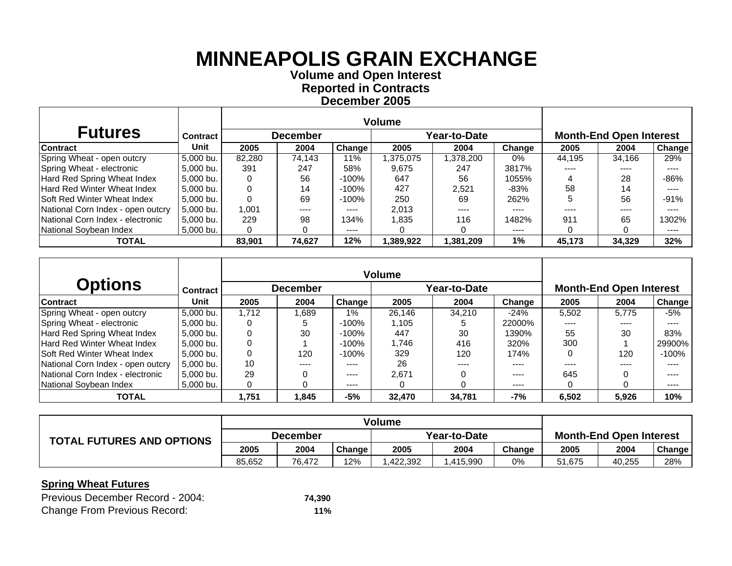# MINNEAPOLIS GRAIN EXCHANGE

**Volume and Open Interest**
**Reported in Contracts**
**December 2005**

| Futures | Contract | Volume | | | | | | Month-End Open Interest | | |
|---|---|---|---|---|---|---|---|---|---|---|
| | | December | | | Year-to-Date | | | | | |
| Contract | Unit | 2005 | 2004 | Change | 2005 | 2004 | Change | 2005 | 2004 | Change |
| Spring Wheat - open outcry | 5,000 bu. | 82,280 | 74,143 | 11% | 1,375,075 | 1,378,200 | 0% | 44,195 | 34,166 | 29% |
| Spring Wheat - electronic | 5,000 bu. | 391 | 247 | 58% | 9,675 | 247 | 3817% | ---- | ---- | ---- |
| Hard Red Spring Wheat Index | 5,000 bu. | 0 | 56 | -100% | 647 | 56 | 1055% | 4 | 28 | -86% |
| Hard Red Winter Wheat Index | 5,000 bu. | 0 | 14 | -100% | 427 | 2,521 | -83% | 58 | 14 | ---- |
| Soft Red Winter Wheat Index | 5,000 bu. | 0 | 69 | -100% | 250 | 69 | 262% | 5 | 56 | -91% |
| National Corn Index - open outcry | 5,000 bu. | 1,001 | ---- | ---- | 2,013 | ---- | ---- | ---- | ---- | ---- |
| National Corn Index - electronic | 5,000 bu. | 229 | 98 | 134% | 1,835 | 116 | 1482% | 911 | 65 | 1302% |
| National Soybean Index | 5,000 bu. | 0 | 0 | ---- | 0 | 0 | ---- | 0 | 0 | ---- |
| **TOTAL** | | **83,901** | **74,627** | **12%** | **1,389,922** | **1,381,209** | **1%** | **45,173** | **34,329** | **32%** |

| Options | Contract | Volume | | | | | | Month-End Open Interest | | |
|---|---|---|---|---|---|---|---|---|---|---|
| | | December | | | Year-to-Date | | | | | |
| Contract | Unit | 2005 | 2004 | Change | 2005 | 2004 | Change | 2005 | 2004 | Change |
| Spring Wheat - open outcry | 5,000 bu. | 1,712 | 1,689 | 1% | 26,146 | 34,210 | -24% | 5,502 | 5,775 | -5% |
| Spring Wheat - electronic | 5,000 bu. | 0 | 5 | -100% | 1,105 | 5 | 22000% | ---- | ---- | ---- |
| Hard Red Spring Wheat Index | 5,000 bu. | 0 | 30 | -100% | 447 | 30 | 1390% | 55 | 30 | 83% |
| Hard Red Winter Wheat Index | 5,000 bu. | 0 | 1 | -100% | 1,746 | 416 | 320% | 300 | 1 | 29900% |
| Soft Red Winter Wheat Index | 5,000 bu. | 0 | 120 | -100% | 329 | 120 | 174% | 0 | 120 | -100% |
| National Corn Index - open outcry | 5,000 bu. | 10 | ---- | ---- | 26 | ---- | ---- | ---- | ---- | ---- |
| National Corn Index - electronic | 5,000 bu. | 29 | 0 | ---- | 2,671 | 0 | ---- | 645 | 0 | ---- |
| National Soybean Index | 5,000 bu. | 0 | 0 | ---- | 0 | 0 | ---- | 0 | 0 | ---- |
| **TOTAL** | | **1,751** | **1,845** | **-5%** | **32,470** | **34,781** | **-7%** | **6,502** | **5,926** | **10%** |

| TOTAL FUTURES AND OPTIONS | Volume | | | | | | Month-End Open Interest | | |
|---|---|---|---|---|---|---|---|---|---|
| | December | | | Year-to-Date | | | | | |
| | 2005 | 2004 | Change | 2005 | 2004 | Change | 2005 | 2004 | Change |
| | 85,652 | 76,472 | 12% | 1,422,392 | 1,415,990 | 0% | 51,675 | 40,255 | 28% |

**Spring Wheat Futures**

Previous December Record - 2004: **74,390**

Change From Previous Record: **11%**